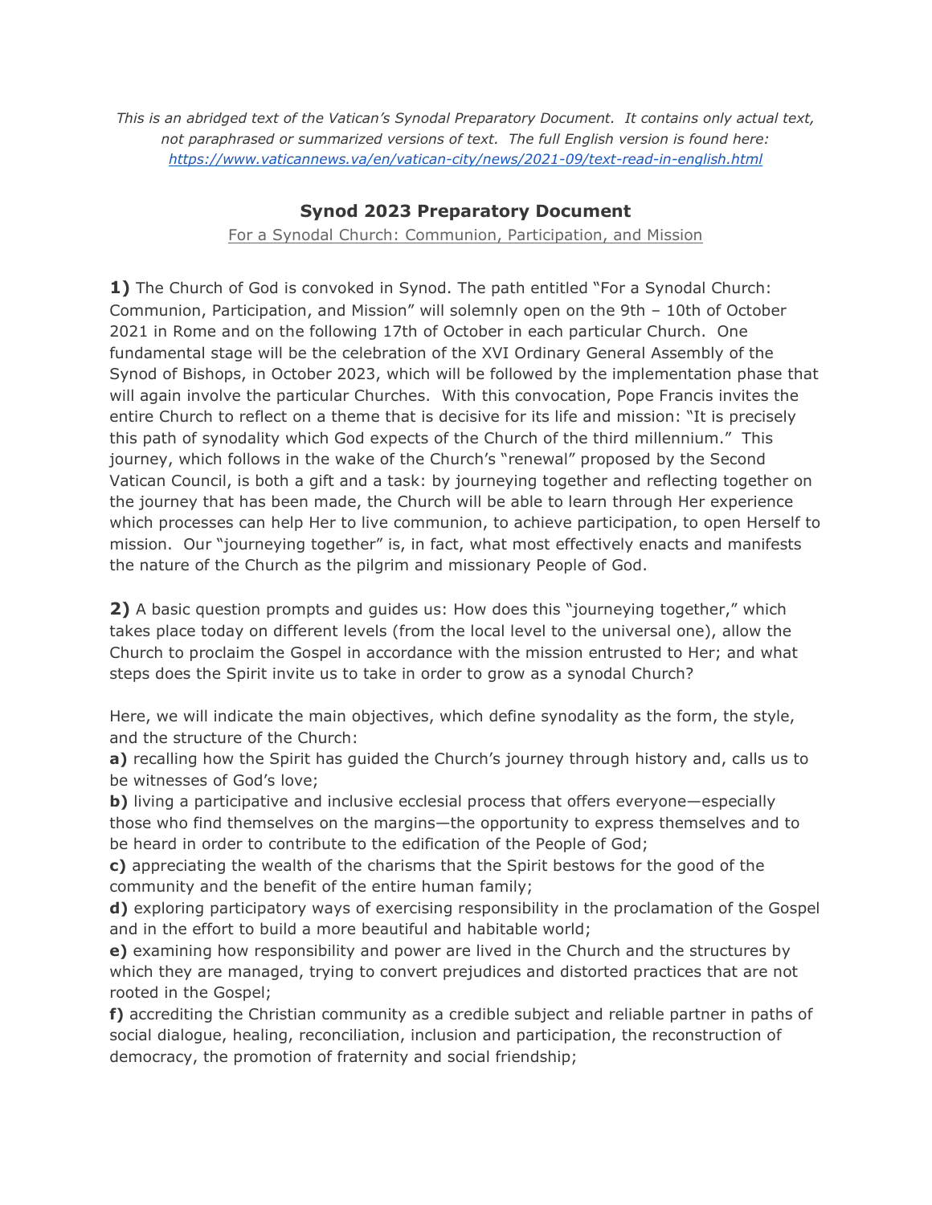*This is an abridged text of the Vatican's Synodal Preparatory Document. It contains only actual text, not paraphrased or summarized versions of text. The full English version is found here: [https://www.vaticannews.va/en/vatican-city/news/2021-09/text-read-in-english.html](https://www.vaticannews.va/en/vatican-city/news/2021-09/text-read-in-english.html)*

## Synod 2023 Preparatory Document

For a Synodal Church: Communion, Participation, and Mission

**1)** The Church of God is convoked in Synod. The path entitled "For a Synodal Church: Communion, Participation, and Mission" will solemnly open on the 9th – 10th of October 2021 in Rome and on the following 17th of October in each particular Church. One fundamental stage will be the celebration of the XVI Ordinary General Assembly of the Synod of Bishops, in October 2023, which will be followed by the implementation phase that will again involve the particular Churches. With this convocation, Pope Francis invites the entire Church to reflect on a theme that is decisive for its life and mission: "It is precisely this path of synodality which God expects of the Church of the third millennium." This journey, which follows in the wake of the Church's "renewal" proposed by the Second Vatican Council, is both a gift and a task: by journeying together and reflecting together on the journey that has been made, the Church will be able to learn through Her experience which processes can help Her to live communion, to achieve participation, to open Herself to mission. Our "journeying together" is, in fact, what most effectively enacts and manifests the nature of the Church as the pilgrim and missionary People of God.

**2)** A basic question prompts and guides us: How does this "journeying together," which takes place today on different levels (from the local level to the universal one), allow the Church to proclaim the Gospel in accordance with the mission entrusted to Her; and what steps does the Spirit invite us to take in order to grow as a synodal Church?

Here, we will indicate the main objectives, which define synodality as the form, the style, and the structure of the Church:

**a)** recalling how the Spirit has guided the Church's journey through history and, calls us to be witnesses of God's love;

**b)** living a participative and inclusive ecclesial process that offers everyone—especially those who find themselves on the margins—the opportunity to express themselves and to be heard in order to contribute to the edification of the People of God;

**c)** appreciating the wealth of the charisms that the Spirit bestows for the good of the community and the benefit of the entire human family;

**d)** exploring participatory ways of exercising responsibility in the proclamation of the Gospel and in the effort to build a more beautiful and habitable world;

**e)** examining how responsibility and power are lived in the Church and the structures by which they are managed, trying to convert prejudices and distorted practices that are not rooted in the Gospel;

**f)** accrediting the Christian community as a credible subject and reliable partner in paths of social dialogue, healing, reconciliation, inclusion and participation, the reconstruction of democracy, the promotion of fraternity and social friendship;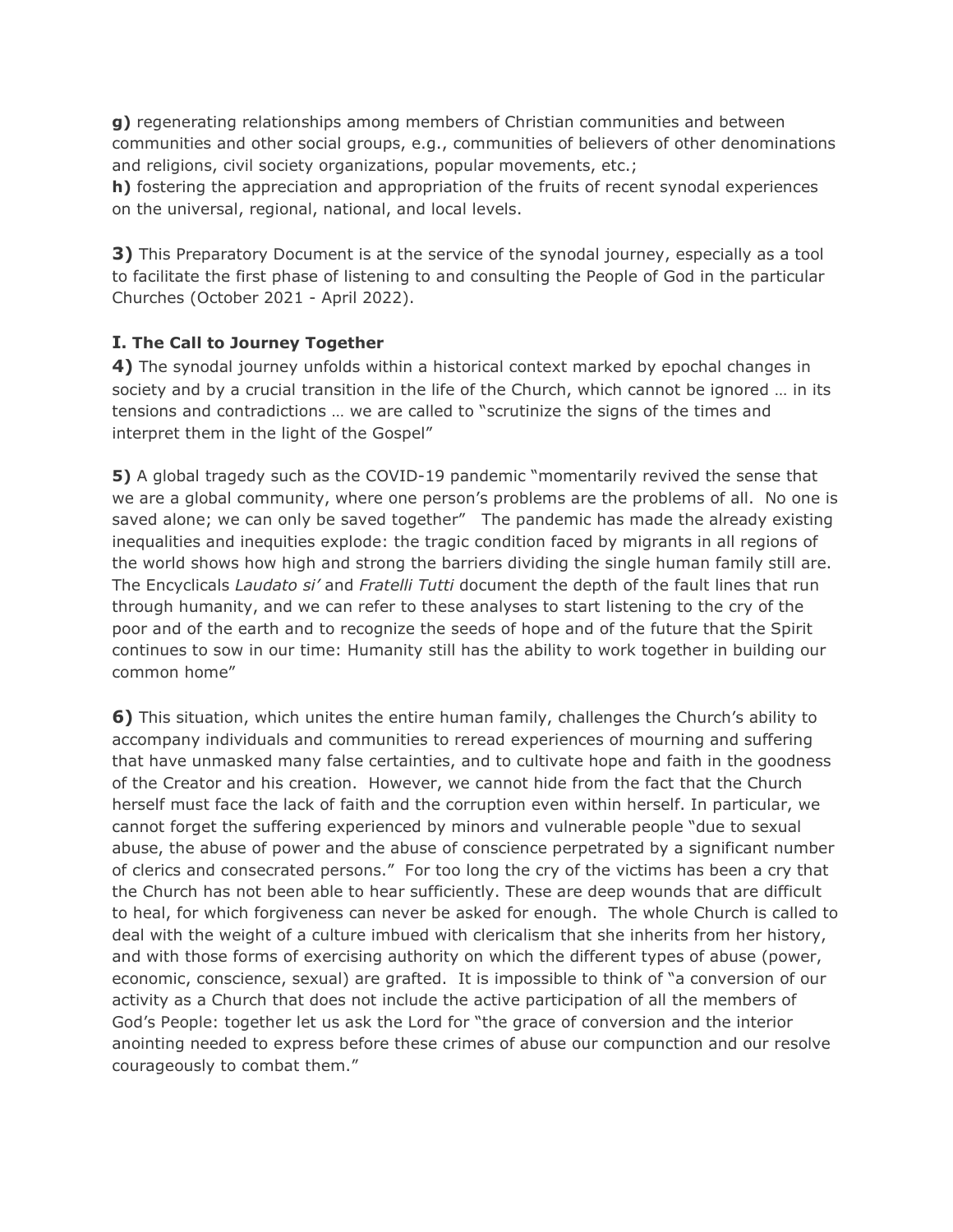**g)** regenerating relationships among members of Christian communities and between communities and other social groups, e.g., communities of believers of other denominations and religions, civil society organizations, popular movements, etc.;
**h)** fostering the appreciation and appropriation of the fruits of recent synodal experiences on the universal, regional, national, and local levels.

**3)** This Preparatory Document is at the service of the synodal journey, especially as a tool to facilitate the first phase of listening to and consulting the People of God in the particular Churches (October 2021 - April 2022).

## I. The Call to Journey Together

**4)** The synodal journey unfolds within a historical context marked by epochal changes in society and by a crucial transition in the life of the Church, which cannot be ignored … in its tensions and contradictions … we are called to "scrutinize the signs of the times and interpret them in the light of the Gospel"

**5)** A global tragedy such as the COVID-19 pandemic "momentarily revived the sense that we are a global community, where one person's problems are the problems of all. No one is saved alone; we can only be saved together" The pandemic has made the already existing inequalities and inequities explode: the tragic condition faced by migrants in all regions of the world shows how high and strong the barriers dividing the single human family still are. The Encyclicals *Laudato si'* and *Fratelli Tutti* document the depth of the fault lines that run through humanity, and we can refer to these analyses to start listening to the cry of the poor and of the earth and to recognize the seeds of hope and of the future that the Spirit continues to sow in our time: Humanity still has the ability to work together in building our common home"

**6)** This situation, which unites the entire human family, challenges the Church's ability to accompany individuals and communities to reread experiences of mourning and suffering that have unmasked many false certainties, and to cultivate hope and faith in the goodness of the Creator and his creation. However, we cannot hide from the fact that the Church herself must face the lack of faith and the corruption even within herself. In particular, we cannot forget the suffering experienced by minors and vulnerable people "due to sexual abuse, the abuse of power and the abuse of conscience perpetrated by a significant number of clerics and consecrated persons." For too long the cry of the victims has been a cry that the Church has not been able to hear sufficiently. These are deep wounds that are difficult to heal, for which forgiveness can never be asked for enough. The whole Church is called to deal with the weight of a culture imbued with clericalism that she inherits from her history, and with those forms of exercising authority on which the different types of abuse (power, economic, conscience, sexual) are grafted. It is impossible to think of "a conversion of our activity as a Church that does not include the active participation of all the members of God's People: together let us ask the Lord for "the grace of conversion and the interior anointing needed to express before these crimes of abuse our compunction and our resolve courageously to combat them."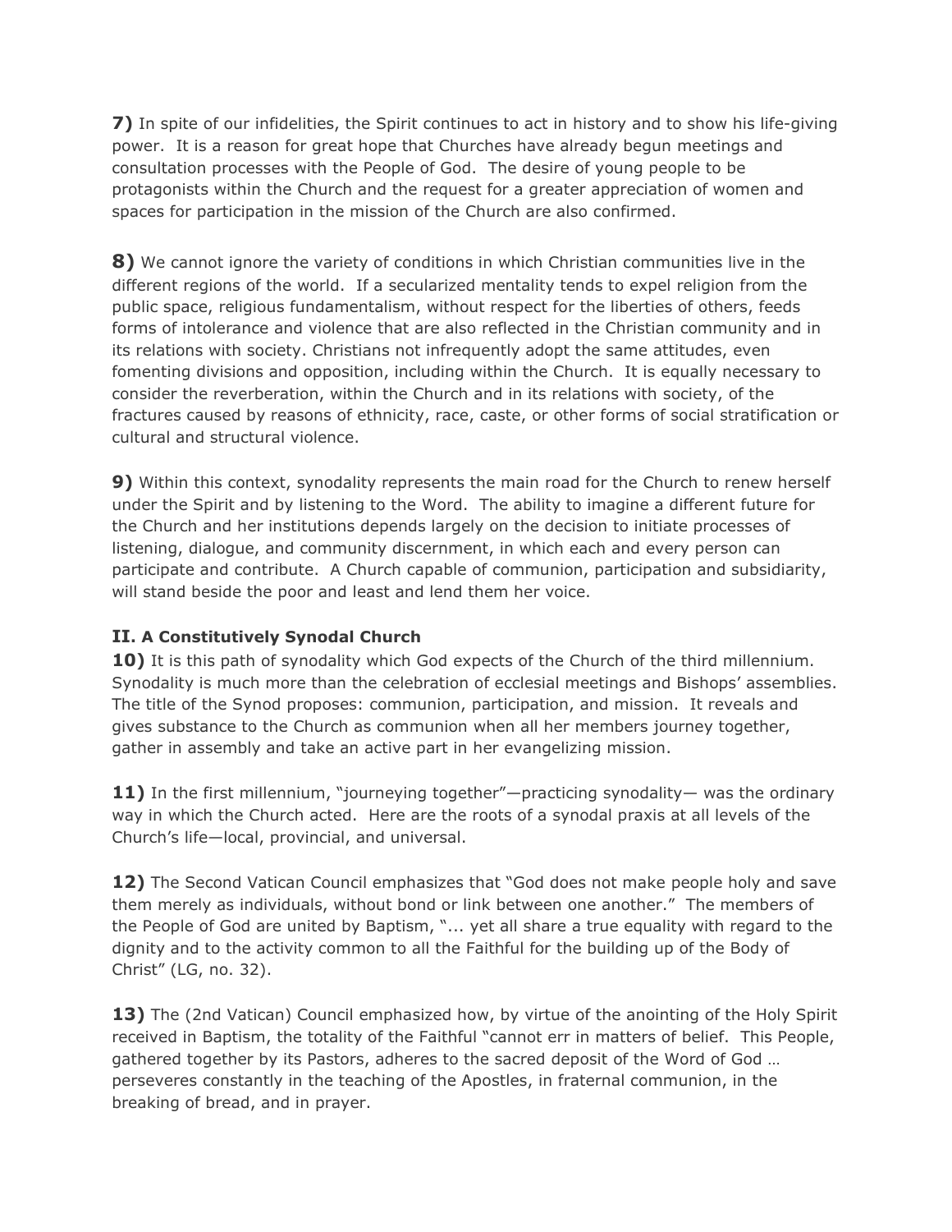**7)** In spite of our infidelities, the Spirit continues to act in history and to show his life-giving power. It is a reason for great hope that Churches have already begun meetings and consultation processes with the People of God. The desire of young people to be protagonists within the Church and the request for a greater appreciation of women and spaces for participation in the mission of the Church are also confirmed.

**8)** We cannot ignore the variety of conditions in which Christian communities live in the different regions of the world. If a secularized mentality tends to expel religion from the public space, religious fundamentalism, without respect for the liberties of others, feeds forms of intolerance and violence that are also reflected in the Christian community and in its relations with society. Christians not infrequently adopt the same attitudes, even fomenting divisions and opposition, including within the Church. It is equally necessary to consider the reverberation, within the Church and in its relations with society, of the fractures caused by reasons of ethnicity, race, caste, or other forms of social stratification or cultural and structural violence.

**9)** Within this context, synodality represents the main road for the Church to renew herself under the Spirit and by listening to the Word. The ability to imagine a different future for the Church and her institutions depends largely on the decision to initiate processes of listening, dialogue, and community discernment, in which each and every person can participate and contribute. A Church capable of communion, participation and subsidiarity, will stand beside the poor and least and lend them her voice.

### II. A Constitutively Synodal Church

**10)** It is this path of synodality which God expects of the Church of the third millennium. Synodality is much more than the celebration of ecclesial meetings and Bishops' assemblies. The title of the Synod proposes: communion, participation, and mission. It reveals and gives substance to the Church as communion when all her members journey together, gather in assembly and take an active part in her evangelizing mission.

**11)** In the first millennium, "journeying together"—practicing synodality— was the ordinary way in which the Church acted. Here are the roots of a synodal praxis at all levels of the Church's life—local, provincial, and universal.

**12)** The Second Vatican Council emphasizes that "God does not make people holy and save them merely as individuals, without bond or link between one another." The members of the People of God are united by Baptism, "... yet all share a true equality with regard to the dignity and to the activity common to all the Faithful for the building up of the Body of Christ" (LG, no. 32).

**13)** The (2nd Vatican) Council emphasized how, by virtue of the anointing of the Holy Spirit received in Baptism, the totality of the Faithful "cannot err in matters of belief. This People, gathered together by its Pastors, adheres to the sacred deposit of the Word of God … perseveres constantly in the teaching of the Apostles, in fraternal communion, in the breaking of bread, and in prayer.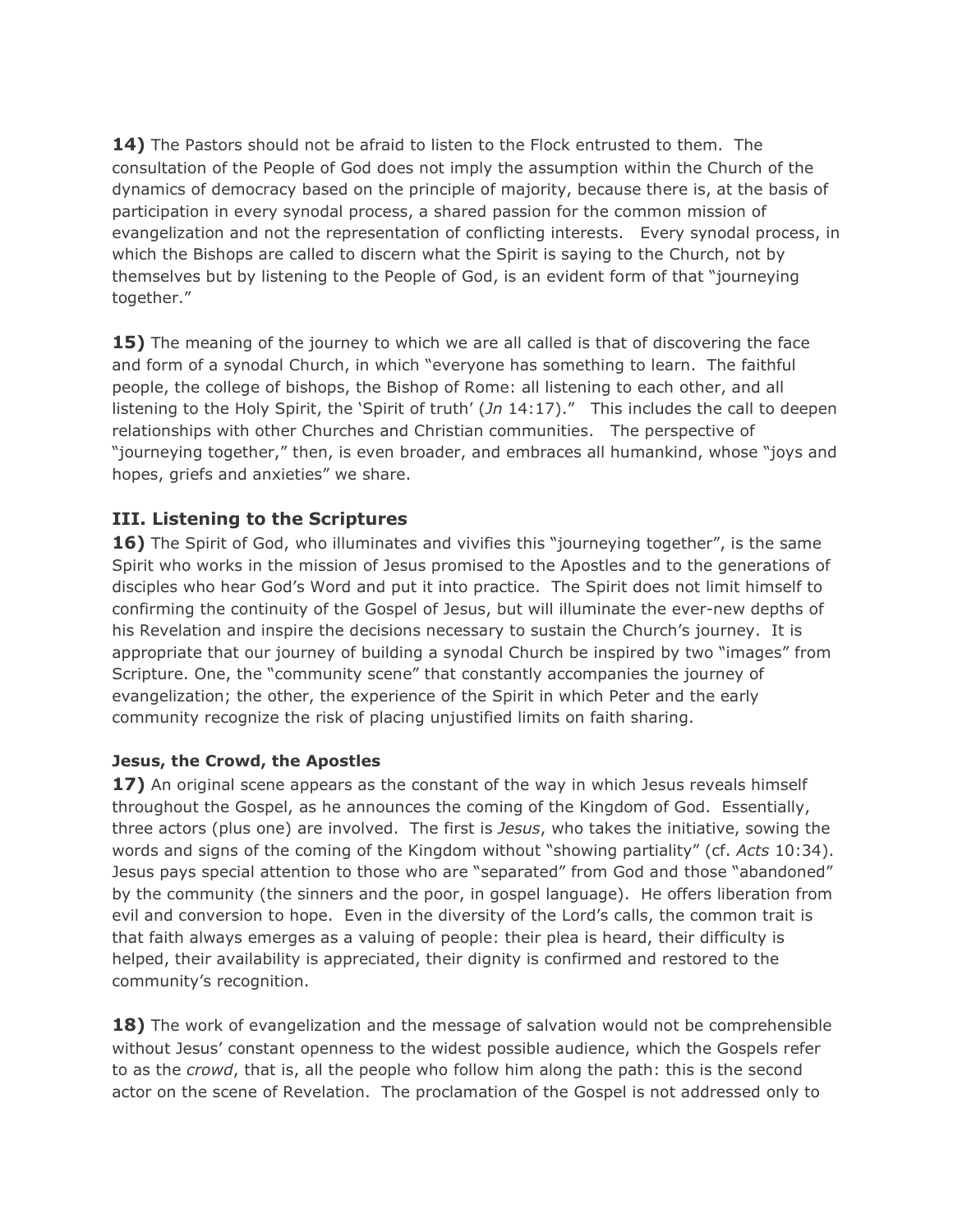**14)** The Pastors should not be afraid to listen to the Flock entrusted to them. The consultation of the People of God does not imply the assumption within the Church of the dynamics of democracy based on the principle of majority, because there is, at the basis of participation in every synodal process, a shared passion for the common mission of evangelization and not the representation of conflicting interests. Every synodal process, in which the Bishops are called to discern what the Spirit is saying to the Church, not by themselves but by listening to the People of God, is an evident form of that "journeying together."

**15)** The meaning of the journey to which we are all called is that of discovering the face and form of a synodal Church, in which "everyone has something to learn. The faithful people, the college of bishops, the Bishop of Rome: all listening to each other, and all listening to the Holy Spirit, the 'Spirit of truth' (*Jn* 14:17)." This includes the call to deepen relationships with other Churches and Christian communities. The perspective of "journeying together," then, is even broader, and embraces all humankind, whose "joys and hopes, griefs and anxieties" we share.

## III. Listening to the Scriptures

**16)** The Spirit of God, who illuminates and vivifies this "journeying together", is the same Spirit who works in the mission of Jesus promised to the Apostles and to the generations of disciples who hear God's Word and put it into practice. The Spirit does not limit himself to confirming the continuity of the Gospel of Jesus, but will illuminate the ever-new depths of his Revelation and inspire the decisions necessary to sustain the Church's journey. It is appropriate that our journey of building a synodal Church be inspired by two "images" from Scripture. One, the "community scene" that constantly accompanies the journey of evangelization; the other, the experience of the Spirit in which Peter and the early community recognize the risk of placing unjustified limits on faith sharing.

#### Jesus, the Crowd, the Apostles

**17)** An original scene appears as the constant of the way in which Jesus reveals himself throughout the Gospel, as he announces the coming of the Kingdom of God. Essentially, three actors (plus one) are involved. The first is *Jesus*, who takes the initiative, sowing the words and signs of the coming of the Kingdom without "showing partiality" (cf. *Acts* 10:34). Jesus pays special attention to those who are "separated" from God and those "abandoned" by the community (the sinners and the poor, in gospel language). He offers liberation from evil and conversion to hope. Even in the diversity of the Lord's calls, the common trait is that faith always emerges as a valuing of people: their plea is heard, their difficulty is helped, their availability is appreciated, their dignity is confirmed and restored to the community's recognition.

**18)** The work of evangelization and the message of salvation would not be comprehensible without Jesus' constant openness to the widest possible audience, which the Gospels refer to as the *crowd*, that is, all the people who follow him along the path: this is the second actor on the scene of Revelation. The proclamation of the Gospel is not addressed only to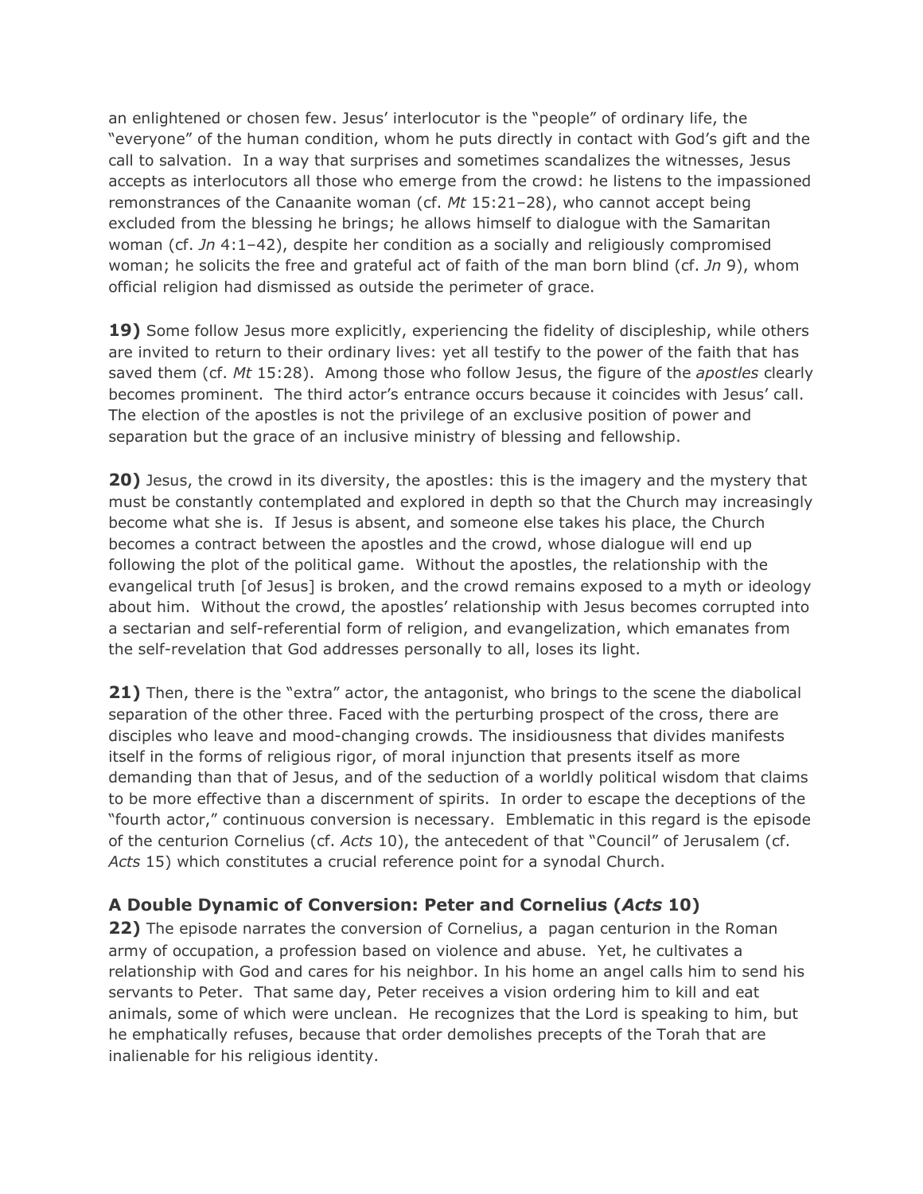an enlightened or chosen few. Jesus' interlocutor is the "people" of ordinary life, the "everyone" of the human condition, whom he puts directly in contact with God's gift and the call to salvation. In a way that surprises and sometimes scandalizes the witnesses, Jesus accepts as interlocutors all those who emerge from the crowd: he listens to the impassioned remonstrances of the Canaanite woman (cf. *Mt* 15:21–28), who cannot accept being excluded from the blessing he brings; he allows himself to dialogue with the Samaritan woman (cf. *Jn* 4:1–42), despite her condition as a socially and religiously compromised woman; he solicits the free and grateful act of faith of the man born blind (cf. *Jn* 9), whom official religion had dismissed as outside the perimeter of grace.

**19)** Some follow Jesus more explicitly, experiencing the fidelity of discipleship, while others are invited to return to their ordinary lives: yet all testify to the power of the faith that has saved them (cf. *Mt* 15:28). Among those who follow Jesus, the figure of the *apostles* clearly becomes prominent. The third actor's entrance occurs because it coincides with Jesus' call. The election of the apostles is not the privilege of an exclusive position of power and separation but the grace of an inclusive ministry of blessing and fellowship.

**20)** Jesus, the crowd in its diversity, the apostles: this is the imagery and the mystery that must be constantly contemplated and explored in depth so that the Church may increasingly become what she is. If Jesus is absent, and someone else takes his place, the Church becomes a contract between the apostles and the crowd, whose dialogue will end up following the plot of the political game. Without the apostles, the relationship with the evangelical truth [of Jesus] is broken, and the crowd remains exposed to a myth or ideology about him. Without the crowd, the apostles' relationship with Jesus becomes corrupted into a sectarian and self-referential form of religion, and evangelization, which emanates from the self-revelation that God addresses personally to all, loses its light.

**21)** Then, there is the "extra" actor, the antagonist, who brings to the scene the diabolical separation of the other three. Faced with the perturbing prospect of the cross, there are disciples who leave and mood-changing crowds. The insidiousness that divides manifests itself in the forms of religious rigor, of moral injunction that presents itself as more demanding than that of Jesus, and of the seduction of a worldly political wisdom that claims to be more effective than a discernment of spirits. In order to escape the deceptions of the "fourth actor," continuous conversion is necessary. Emblematic in this regard is the episode of the centurion Cornelius (cf. *Acts* 10), the antecedent of that "Council" of Jerusalem (cf. *Acts* 15) which constitutes a crucial reference point for a synodal Church.

### A Double Dynamic of Conversion: Peter and Cornelius (*Acts* 10)

**22)** The episode narrates the conversion of Cornelius, a pagan centurion in the Roman army of occupation, a profession based on violence and abuse. Yet, he cultivates a relationship with God and cares for his neighbor. In his home an angel calls him to send his servants to Peter. That same day, Peter receives a vision ordering him to kill and eat animals, some of which were unclean. He recognizes that the Lord is speaking to him, but he emphatically refuses, because that order demolishes precepts of the Torah that are inalienable for his religious identity.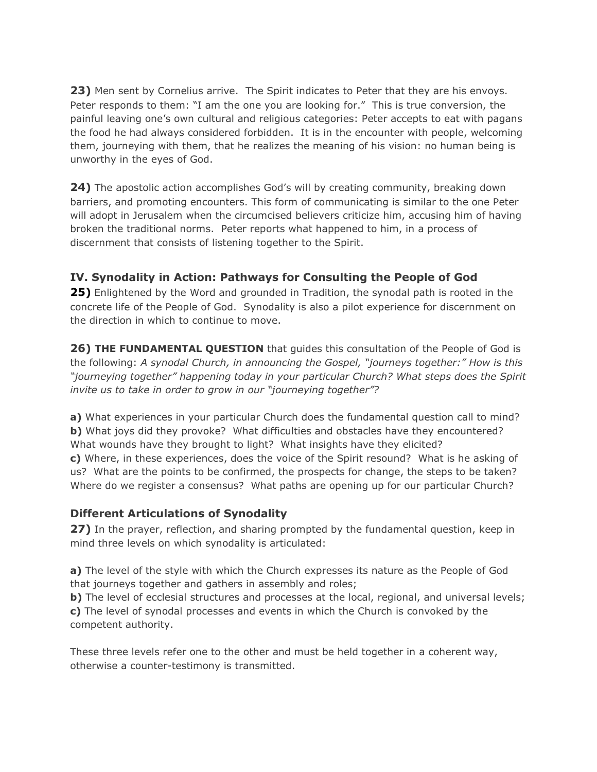**23)** Men sent by Cornelius arrive. The Spirit indicates to Peter that they are his envoys. Peter responds to them: "I am the one you are looking for." This is true conversion, the painful leaving one's own cultural and religious categories: Peter accepts to eat with pagans the food he had always considered forbidden. It is in the encounter with people, welcoming them, journeying with them, that he realizes the meaning of his vision: no human being is unworthy in the eyes of God.

**24)** The apostolic action accomplishes God's will by creating community, breaking down barriers, and promoting encounters. This form of communicating is similar to the one Peter will adopt in Jerusalem when the circumcised believers criticize him, accusing him of having broken the traditional norms. Peter reports what happened to him, in a process of discernment that consists of listening together to the Spirit.

### IV. Synodality in Action: Pathways for Consulting the People of God

**25)** Enlightened by the Word and grounded in Tradition, the synodal path is rooted in the concrete life of the People of God. Synodality is also a pilot experience for discernment on the direction in which to continue to move.

**26) THE FUNDAMENTAL QUESTION** that guides this consultation of the People of God is the following: *A synodal Church, in announcing the Gospel, "journeys together:" How is this "journeying together" happening today in your particular Church? What steps does the Spirit invite us to take in order to grow in our "journeying together"?*

**a)** What experiences in your particular Church does the fundamental question call to mind?
**b)** What joys did they provoke? What difficulties and obstacles have they encountered? What wounds have they brought to light? What insights have they elicited?
**c)** Where, in these experiences, does the voice of the Spirit resound? What is he asking of us? What are the points to be confirmed, the prospects for change, the steps to be taken? Where do we register a consensus? What paths are opening up for our particular Church?

### Different Articulations of Synodality

**27)** In the prayer, reflection, and sharing prompted by the fundamental question, keep in mind three levels on which synodality is articulated:

**a)** The level of the style with which the Church expresses its nature as the People of God that journeys together and gathers in assembly and roles;
**b)** The level of ecclesial structures and processes at the local, regional, and universal levels;
**c)** The level of synodal processes and events in which the Church is convoked by the competent authority.

These three levels refer one to the other and must be held together in a coherent way, otherwise a counter-testimony is transmitted.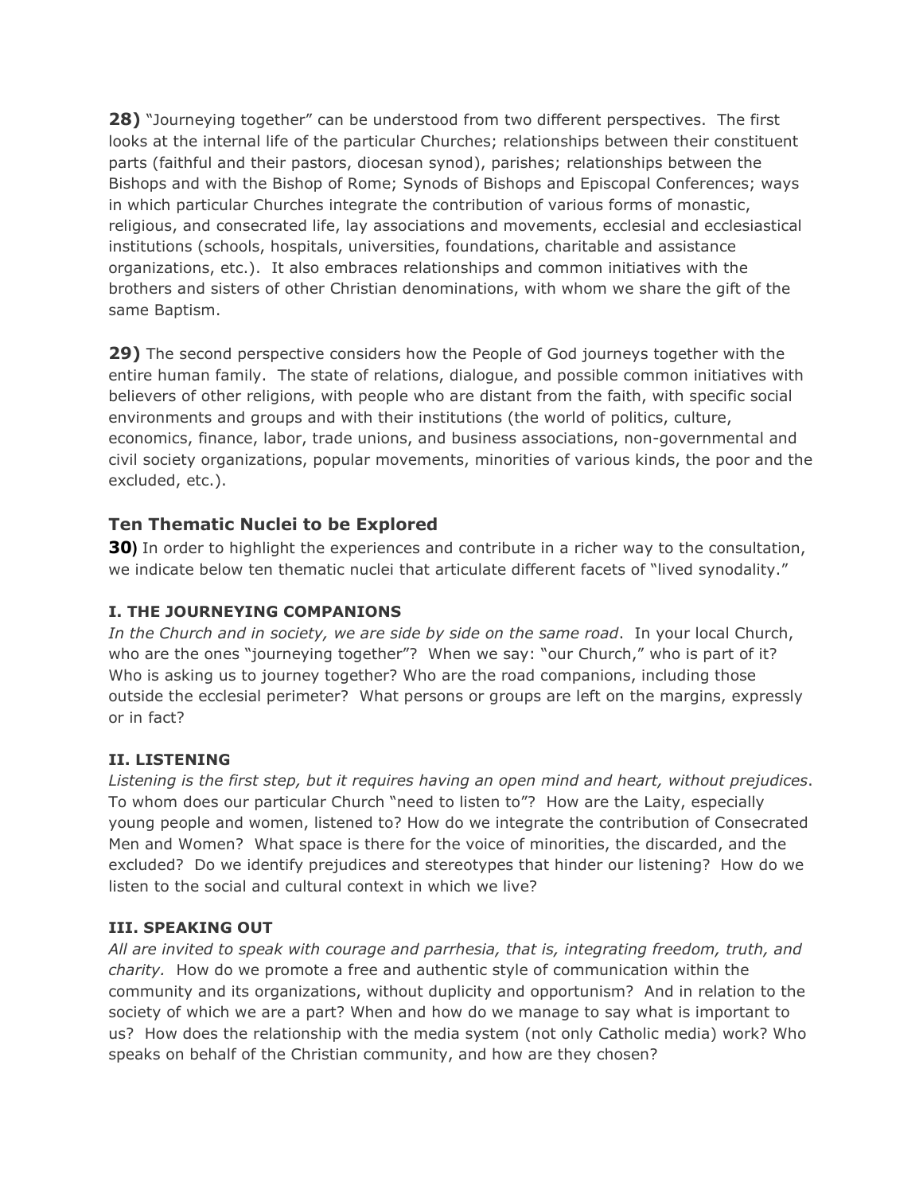**28)** "Journeying together" can be understood from two different perspectives. The first looks at the internal life of the particular Churches; relationships between their constituent parts (faithful and their pastors, diocesan synod), parishes; relationships between the Bishops and with the Bishop of Rome; Synods of Bishops and Episcopal Conferences; ways in which particular Churches integrate the contribution of various forms of monastic, religious, and consecrated life, lay associations and movements, ecclesial and ecclesiastical institutions (schools, hospitals, universities, foundations, charitable and assistance organizations, etc.). It also embraces relationships and common initiatives with the brothers and sisters of other Christian denominations, with whom we share the gift of the same Baptism.

**29)** The second perspective considers how the People of God journeys together with the entire human family. The state of relations, dialogue, and possible common initiatives with believers of other religions, with people who are distant from the faith, with specific social environments and groups and with their institutions (the world of politics, culture, economics, finance, labor, trade unions, and business associations, non-governmental and civil society organizations, popular movements, minorities of various kinds, the poor and the excluded, etc.).

## Ten Thematic Nuclei to be Explored

**30)** In order to highlight the experiences and contribute in a richer way to the consultation, we indicate below ten thematic nuclei that articulate different facets of "lived synodality."

### I. THE JOURNEYING COMPANIONS

*In the Church and in society, we are side by side on the same road*. In your local Church, who are the ones "journeying together"? When we say: "our Church," who is part of it? Who is asking us to journey together? Who are the road companions, including those outside the ecclesial perimeter? What persons or groups are left on the margins, expressly or in fact?

### II. LISTENING

*Listening is the first step, but it requires having an open mind and heart, without prejudices*. To whom does our particular Church "need to listen to"? How are the Laity, especially young people and women, listened to? How do we integrate the contribution of Consecrated Men and Women? What space is there for the voice of minorities, the discarded, and the excluded? Do we identify prejudices and stereotypes that hinder our listening? How do we listen to the social and cultural context in which we live?

### III. SPEAKING OUT

*All are invited to speak with courage and parrhesia, that is, integrating freedom, truth, and charity.* How do we promote a free and authentic style of communication within the community and its organizations, without duplicity and opportunism? And in relation to the society of which we are a part? When and how do we manage to say what is important to us? How does the relationship with the media system (not only Catholic media) work? Who speaks on behalf of the Christian community, and how are they chosen?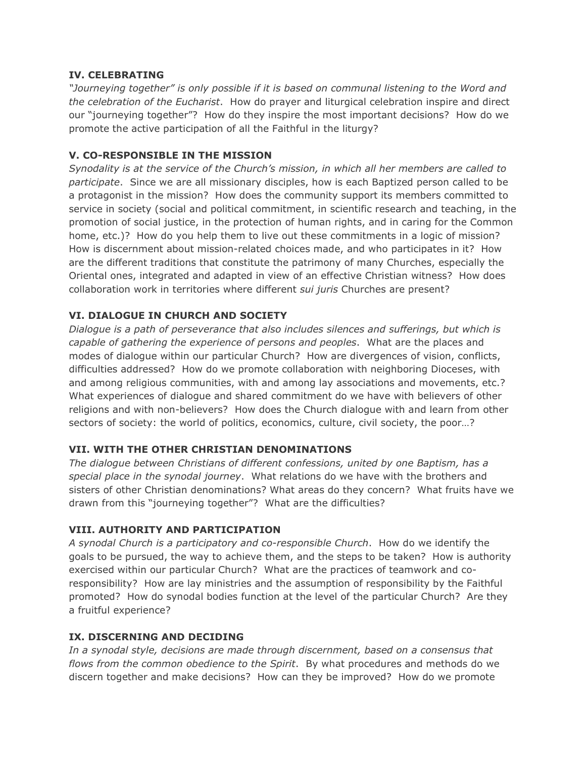**IV. CELEBRATING**

*"Journeying together" is only possible if it is based on communal listening to the Word and the celebration of the Eucharist*. How do prayer and liturgical celebration inspire and direct our "journeying together"? How do they inspire the most important decisions? How do we promote the active participation of all the Faithful in the liturgy?

**V. CO-RESPONSIBLE IN THE MISSION**

*Synodality is at the service of the Church's mission, in which all her members are called to participate*. Since we are all missionary disciples, how is each Baptized person called to be a protagonist in the mission? How does the community support its members committed to service in society (social and political commitment, in scientific research and teaching, in the promotion of social justice, in the protection of human rights, and in caring for the Common home, etc.)? How do you help them to live out these commitments in a logic of mission? How is discernment about mission-related choices made, and who participates in it? How are the different traditions that constitute the patrimony of many Churches, especially the Oriental ones, integrated and adapted in view of an effective Christian witness? How does collaboration work in territories where different *sui juris* Churches are present?

**VI. DIALOGUE IN CHURCH AND SOCIETY**

*Dialogue is a path of perseverance that also includes silences and sufferings, but which is capable of gathering the experience of persons and peoples*. What are the places and modes of dialogue within our particular Church? How are divergences of vision, conflicts, difficulties addressed? How do we promote collaboration with neighboring Dioceses, with and among religious communities, with and among lay associations and movements, etc.? What experiences of dialogue and shared commitment do we have with believers of other religions and with non-believers? How does the Church dialogue with and learn from other sectors of society: the world of politics, economics, culture, civil society, the poor…?

**VII. WITH THE OTHER CHRISTIAN DENOMINATIONS**

*The dialogue between Christians of different confessions, united by one Baptism, has a special place in the synodal journey*. What relations do we have with the brothers and sisters of other Christian denominations? What areas do they concern? What fruits have we drawn from this "journeying together"? What are the difficulties?

**VIII. AUTHORITY AND PARTICIPATION**

*A synodal Church is a participatory and co-responsible Church*. How do we identify the goals to be pursued, the way to achieve them, and the steps to be taken? How is authority exercised within our particular Church? What are the practices of teamwork and co-responsibility? How are lay ministries and the assumption of responsibility by the Faithful promoted? How do synodal bodies function at the level of the particular Church? Are they a fruitful experience?

**IX. DISCERNING AND DECIDING**

*In a synodal style, decisions are made through discernment, based on a consensus that flows from the common obedience to the Spirit*. By what procedures and methods do we discern together and make decisions? How can they be improved? How do we promote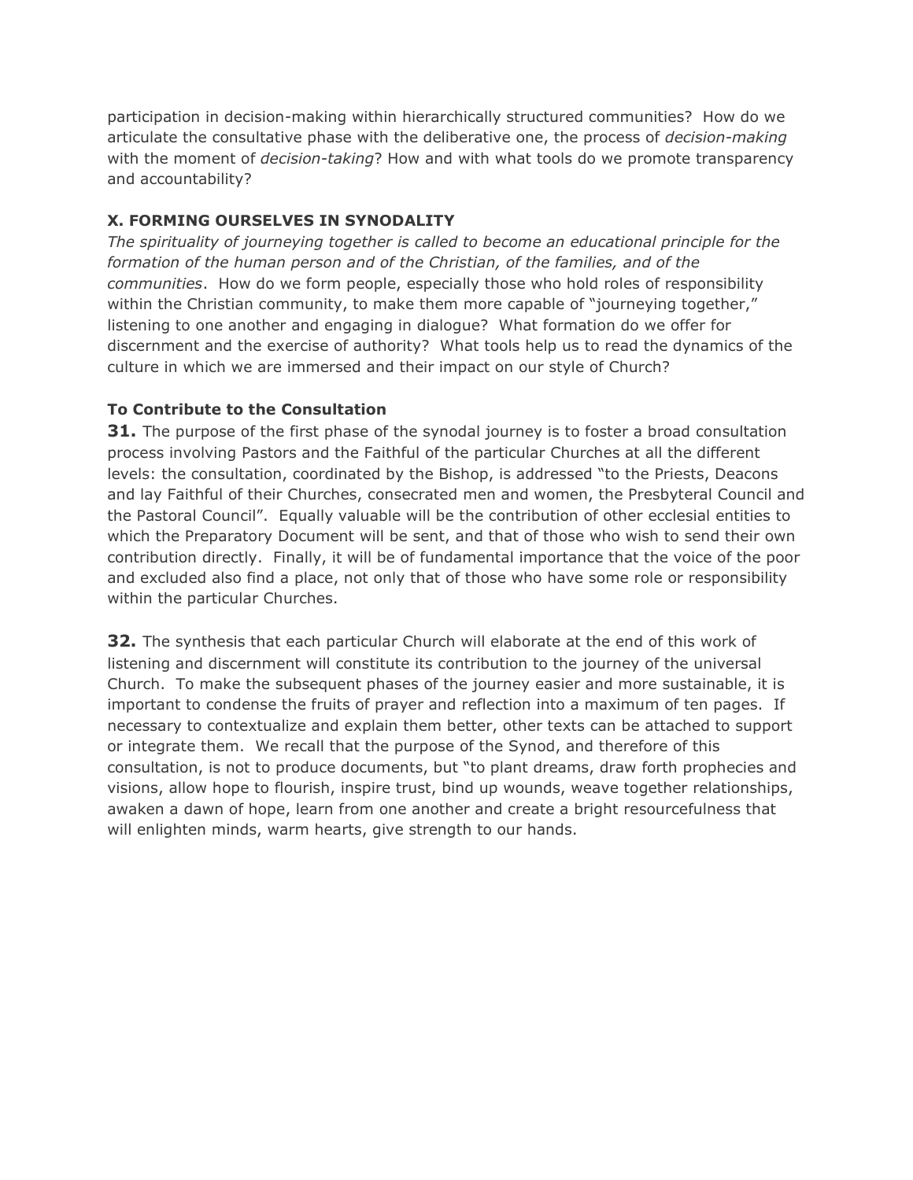participation in decision-making within hierarchically structured communities? How do we articulate the consultative phase with the deliberative one, the process of *decision-making* with the moment of *decision-taking*? How and with what tools do we promote transparency and accountability?

### X. FORMING OURSELVES IN SYNODALITY

*The spirituality of journeying together is called to become an educational principle for the formation of the human person and of the Christian, of the families, and of the communities*. How do we form people, especially those who hold roles of responsibility within the Christian community, to make them more capable of "journeying together," listening to one another and engaging in dialogue? What formation do we offer for discernment and the exercise of authority? What tools help us to read the dynamics of the culture in which we are immersed and their impact on our style of Church?

### To Contribute to the Consultation

**31.** The purpose of the first phase of the synodal journey is to foster a broad consultation process involving Pastors and the Faithful of the particular Churches at all the different levels: the consultation, coordinated by the Bishop, is addressed "to the Priests, Deacons and lay Faithful of their Churches, consecrated men and women, the Presbyteral Council and the Pastoral Council". Equally valuable will be the contribution of other ecclesial entities to which the Preparatory Document will be sent, and that of those who wish to send their own contribution directly. Finally, it will be of fundamental importance that the voice of the poor and excluded also find a place, not only that of those who have some role or responsibility within the particular Churches.

**32.** The synthesis that each particular Church will elaborate at the end of this work of listening and discernment will constitute its contribution to the journey of the universal Church. To make the subsequent phases of the journey easier and more sustainable, it is important to condense the fruits of prayer and reflection into a maximum of ten pages. If necessary to contextualize and explain them better, other texts can be attached to support or integrate them. We recall that the purpose of the Synod, and therefore of this consultation, is not to produce documents, but "to plant dreams, draw forth prophecies and visions, allow hope to flourish, inspire trust, bind up wounds, weave together relationships, awaken a dawn of hope, learn from one another and create a bright resourcefulness that will enlighten minds, warm hearts, give strength to our hands.